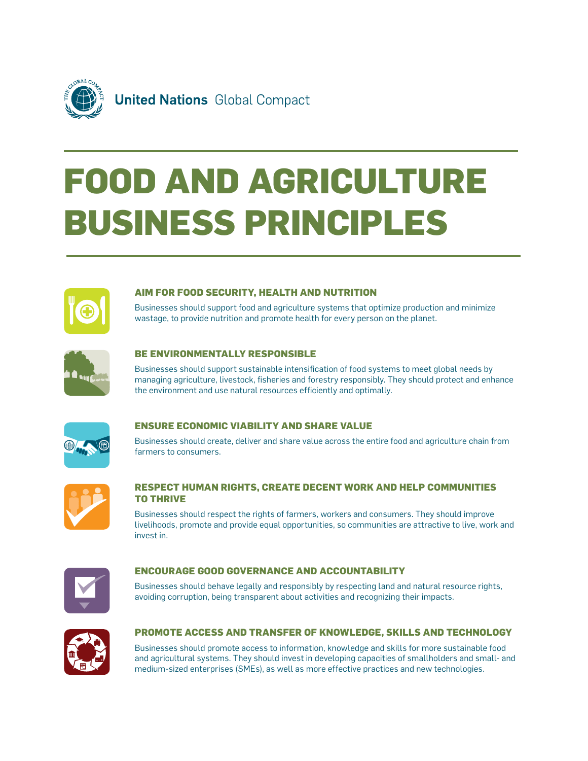United Nations Global Compact

# FOOD AND AGRICULTURE BUSINESS PRINCIPLES

### AIM FOR FOOD SECURITY, HEALTH AND NUTRITION

Businesses should support food and agriculture systems that optimize production and minimize wastage, to provide nutrition and promote health for every person on the planet.

### BE ENVIRONMENTALLY RESPONSIBLE

Businesses should support sustainable intensification of food systems to meet global needs by managing agriculture, livestock, fisheries and forestry responsibly. They should protect and enhance the environment and use natural resources efficiently and optimally.

### ENSURE ECONOMIC VIABILITY AND SHARE VALUE

Businesses should create, deliver and share value across the entire food and agriculture chain from farmers to consumers.

### RESPECT HUMAN RIGHTS, CREATE DECENT WORK AND HELP COMMUNITIES TO THRIVE

Businesses should respect the rights of farmers, workers and consumers. They should improve livelihoods, promote and provide equal opportunities, so communities are attractive to live, work and invest in.

### ENCOURAGE GOOD GOVERNANCE AND ACCOUNTABILITY

Businesses should behave legally and responsibly by respecting land and natural resource rights, avoiding corruption, being transparent about activities and recognizing their impacts.

### PROMOTE ACCESS AND TRANSFER OF KNOWLEDGE, SKILLS AND TECHNOLOGY

Businesses should promote access to information, knowledge and skills for more sustainable food and agricultural systems. They should invest in developing capacities of smallholders and small- and medium-sized enterprises (SMEs), as well as more effective practices and new technologies.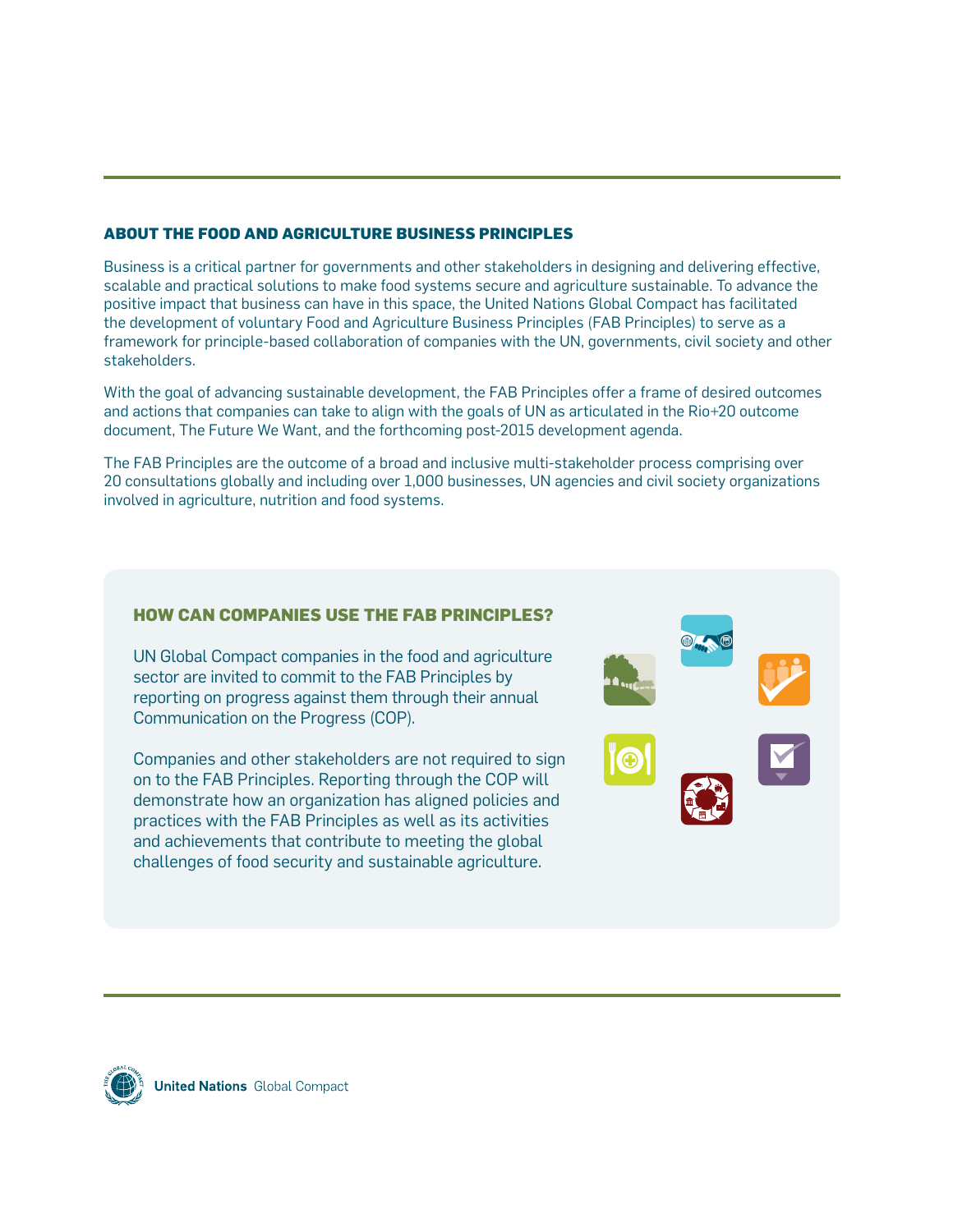## ABOUT THE FOOD AND AGRICULTURE BUSINESS PRINCIPLES

Business is a critical partner for governments and other stakeholders in designing and delivering effective, scalable and practical solutions to make food systems secure and agriculture sustainable. To advance the positive impact that business can have in this space, the United Nations Global Compact has facilitated the development of voluntary Food and Agriculture Business Principles (FAB Principles) to serve as a framework for principle-based collaboration of companies with the UN, governments, civil society and other stakeholders.

With the goal of advancing sustainable development, the FAB Principles offer a frame of desired outcomes and actions that companies can take to align with the goals of UN as articulated in the Rio+20 outcome document, The Future We Want, and the forthcoming post-2015 development agenda.

The FAB Principles are the outcome of a broad and inclusive multi-stakeholder process comprising over 20 consultations globally and including over 1,000 businesses, UN agencies and civil society organizations involved in agriculture, nutrition and food systems.

### HOW CAN COMPANIES USE THE FAB PRINCIPLES?

UN Global Compact companies in the food and agriculture sector are invited to commit to the FAB Principles by reporting on progress against them through their annual Communication on the Progress (COP).

Companies and other stakeholders are not required to sign on to the FAB Principles. Reporting through the COP will demonstrate how an organization has aligned policies and practices with the FAB Principles as well as its activities and achievements that contribute to meeting the global challenges of food security and sustainable agriculture.

**United Nations** Global Compact